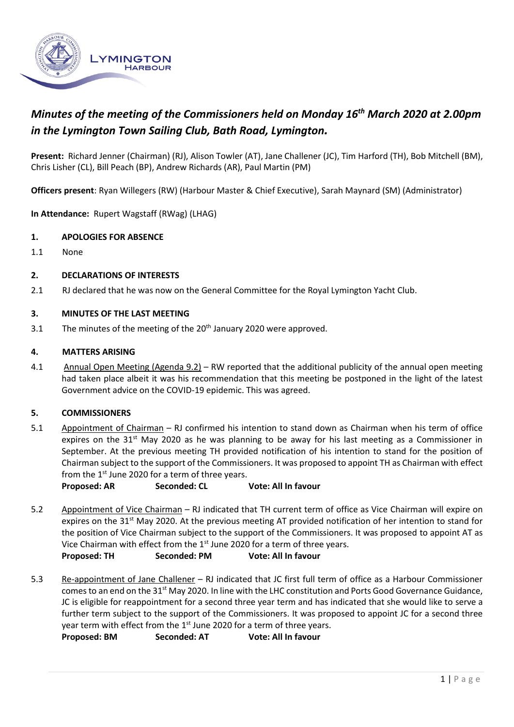# *Minutes of the meeting of the Commissioners held on Monday 16th March 2020 at 2.00pm in the Lymington Town Sailing Club, Bath Road, Lymington.*

**Present:** Richard Jenner (Chairman) (RJ), Alison Towler (AT), Jane Challener (JC), Tim Harford (TH), Bob Mitchell (BM), Chris Lisher (CL), Bill Peach (BP), Andrew Richards (AR), Paul Martin (PM)

**Officers present**: Ryan Willegers (RW) (Harbour Master & Chief Executive), Sarah Maynard (SM) (Administrator)

**In Attendance:** Rupert Wagstaff (RWag) (LHAG)

## 1. APOLOGIES FOR ABSENCE

1.1 None

## 2. DECLARATIONS OF INTERESTS

2.1 RJ declared that he was now on the General Committee for the Royal Lymington Yacht Club.

## 3. MINUTES OF THE LAST MEETING

3.1 The minutes of the meeting of the 20th January 2020 were approved.

## 4. MATTERS ARISING

4.1 Annual Open Meeting (Agenda 9.2) – RW reported that the additional publicity of the annual open meeting had taken place albeit it was his recommendation that this meeting be postponed in the light of the latest Government advice on the COVID-19 epidemic. This was agreed.

## 5. COMMISSIONERS

5.1 Appointment of Chairman – RJ confirmed his intention to stand down as Chairman when his term of office expires on the 31st May 2020 as he was planning to be away for his last meeting as a Commissioner in September. At the previous meeting TH provided notification of his intention to stand for the position of Chairman subject to the support of the Commissioners. It was proposed to appoint TH as Chairman with effect from the 1st June 2020 for a term of three years.

**Proposed: AR Seconded: CL Vote: All In favour**

5.2 Appointment of Vice Chairman – RJ indicated that TH current term of office as Vice Chairman will expire on expires on the 31st May 2020. At the previous meeting AT provided notification of her intention to stand for the position of Vice Chairman subject to the support of the Commissioners. It was proposed to appoint AT as Vice Chairman with effect from the 1st June 2020 for a term of three years.

**Proposed: TH Seconded: PM Vote: All In favour**

5.3 Re-appointment of Jane Challener – RJ indicated that JC first full term of office as a Harbour Commissioner comes to an end on the 31st May 2020. In line with the LHC constitution and Ports Good Governance Guidance, JC is eligible for reappointment for a second three year term and has indicated that she would like to serve a further term subject to the support of the Commissioners. It was proposed to appoint JC for a second three year term with effect from the 1st June 2020 for a term of three years.

**Proposed: BM Seconded: AT Vote: All In favour**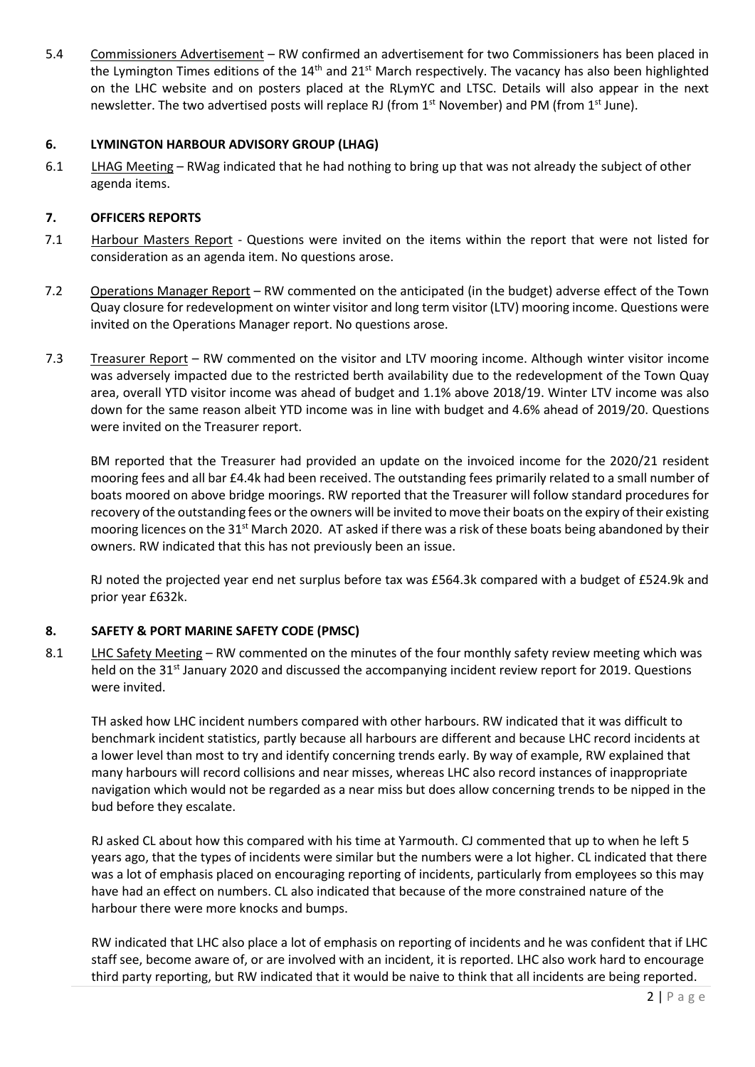5.4 Commissioners Advertisement – RW confirmed an advertisement for two Commissioners has been placed in the Lymington Times editions of the 14th and 21st March respectively. The vacancy has also been highlighted on the LHC website and on posters placed at the RLymYC and LTSC. Details will also appear in the next newsletter. The two advertised posts will replace RJ (from 1st November) and PM (from 1st June).

## 6. LYMINGTON HARBOUR ADVISORY GROUP (LHAG)

6.1 LHAG Meeting – RWag indicated that he had nothing to bring up that was not already the subject of other agenda items.

## 7. OFFICERS REPORTS

7.1 Harbour Masters Report - Questions were invited on the items within the report that were not listed for consideration as an agenda item. No questions arose.

7.2 Operations Manager Report – RW commented on the anticipated (in the budget) adverse effect of the Town Quay closure for redevelopment on winter visitor and long term visitor (LTV) mooring income. Questions were invited on the Operations Manager report. No questions arose.

7.3 Treasurer Report – RW commented on the visitor and LTV mooring income. Although winter visitor income was adversely impacted due to the restricted berth availability due to the redevelopment of the Town Quay area, overall YTD visitor income was ahead of budget and 1.1% above 2018/19. Winter LTV income was also down for the same reason albeit YTD income was in line with budget and 4.6% ahead of 2019/20. Questions were invited on the Treasurer report.

BM reported that the Treasurer had provided an update on the invoiced income for the 2020/21 resident mooring fees and all bar £4.4k had been received. The outstanding fees primarily related to a small number of boats moored on above bridge moorings. RW reported that the Treasurer will follow standard procedures for recovery of the outstanding fees or the owners will be invited to move their boats on the expiry of their existing mooring licences on the 31st March 2020. AT asked if there was a risk of these boats being abandoned by their owners. RW indicated that this has not previously been an issue.

RJ noted the projected year end net surplus before tax was £564.3k compared with a budget of £524.9k and prior year £632k.

## 8. SAFETY & PORT MARINE SAFETY CODE (PMSC)

8.1 LHC Safety Meeting – RW commented on the minutes of the four monthly safety review meeting which was held on the 31st January 2020 and discussed the accompanying incident review report for 2019. Questions were invited.

TH asked how LHC incident numbers compared with other harbours. RW indicated that it was difficult to benchmark incident statistics, partly because all harbours are different and because LHC record incidents at a lower level than most to try and identify concerning trends early. By way of example, RW explained that many harbours will record collisions and near misses, whereas LHC also record instances of inappropriate navigation which would not be regarded as a near miss but does allow concerning trends to be nipped in the bud before they escalate.

RJ asked CL about how this compared with his time at Yarmouth. CJ commented that up to when he left 5 years ago, that the types of incidents were similar but the numbers were a lot higher. CL indicated that there was a lot of emphasis placed on encouraging reporting of incidents, particularly from employees so this may have had an effect on numbers. CL also indicated that because of the more constrained nature of the harbour there were more knocks and bumps.

RW indicated that LHC also place a lot of emphasis on reporting of incidents and he was confident that if LHC staff see, become aware of, or are involved with an incident, it is reported. LHC also work hard to encourage third party reporting, but RW indicated that it would be naive to think that all incidents are being reported.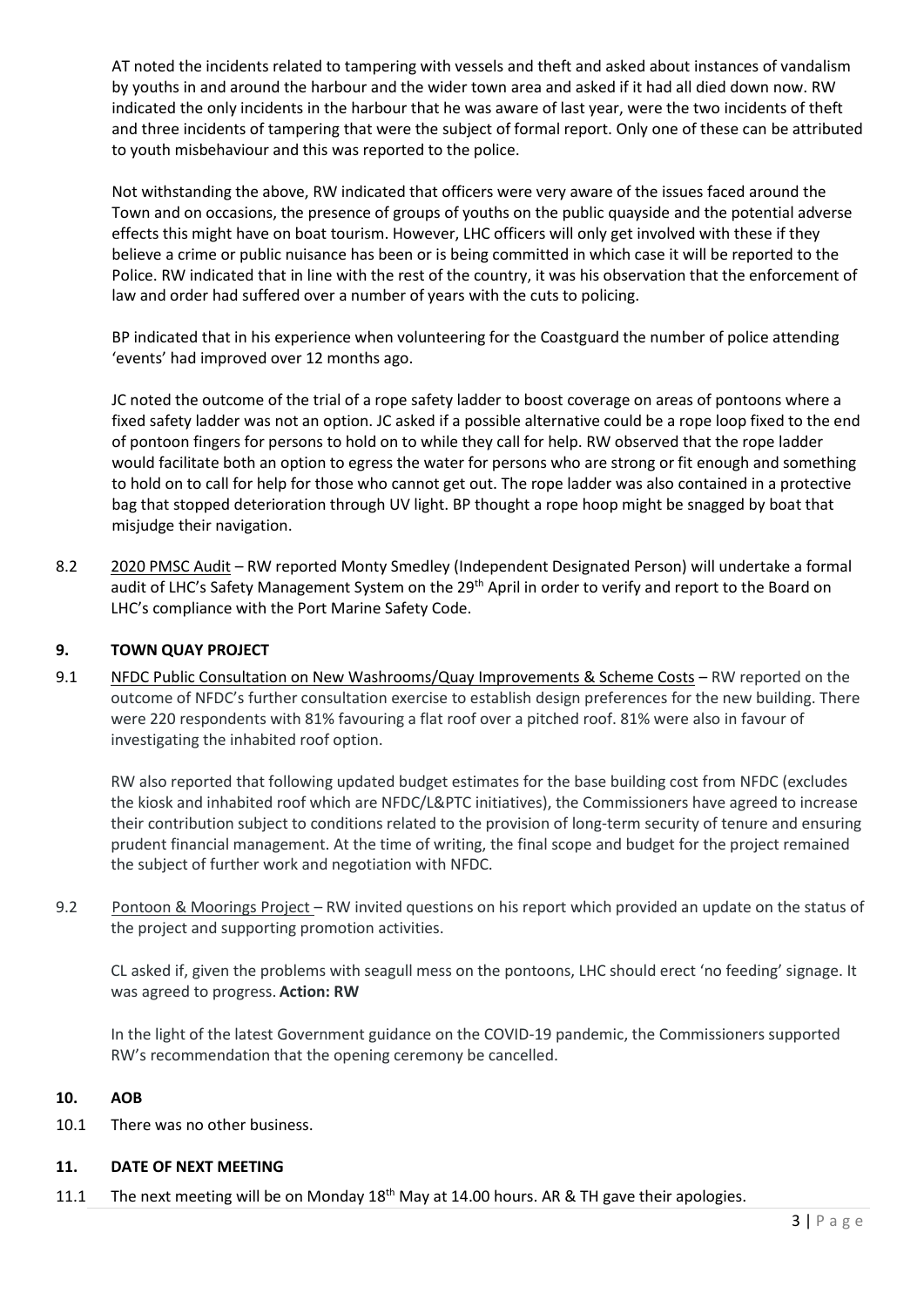AT noted the incidents related to tampering with vessels and theft and asked about instances of vandalism by youths in and around the harbour and the wider town area and asked if it had all died down now. RW indicated the only incidents in the harbour that he was aware of last year, were the two incidents of theft and three incidents of tampering that were the subject of formal report. Only one of these can be attributed to youth misbehaviour and this was reported to the police.

Not withstanding the above, RW indicated that officers were very aware of the issues faced around the Town and on occasions, the presence of groups of youths on the public quayside and the potential adverse effects this might have on boat tourism. However, LHC officers will only get involved with these if they believe a crime or public nuisance has been or is being committed in which case it will be reported to the Police. RW indicated that in line with the rest of the country, it was his observation that the enforcement of law and order had suffered over a number of years with the cuts to policing.

BP indicated that in his experience when volunteering for the Coastguard the number of police attending 'events' had improved over 12 months ago.

JC noted the outcome of the trial of a rope safety ladder to boost coverage on areas of pontoons where a fixed safety ladder was not an option. JC asked if a possible alternative could be a rope loop fixed to the end of pontoon fingers for persons to hold on to while they call for help. RW observed that the rope ladder would facilitate both an option to egress the water for persons who are strong or fit enough and something to hold on to call for help for those who cannot get out. The rope ladder was also contained in a protective bag that stopped deterioration through UV light. BP thought a rope hoop might be snagged by boat that misjudge their navigation.

8.2 2020 PMSC Audit – RW reported Monty Smedley (Independent Designated Person) will undertake a formal audit of LHC's Safety Management System on the 29th April in order to verify and report to the Board on LHC's compliance with the Port Marine Safety Code.

## 9. TOWN QUAY PROJECT

9.1 NFDC Public Consultation on New Washrooms/Quay Improvements & Scheme Costs – RW reported on the outcome of NFDC's further consultation exercise to establish design preferences for the new building. There were 220 respondents with 81% favouring a flat roof over a pitched roof. 81% were also in favour of investigating the inhabited roof option.

RW also reported that following updated budget estimates for the base building cost from NFDC (excludes the kiosk and inhabited roof which are NFDC/L&PTC initiatives), the Commissioners have agreed to increase their contribution subject to conditions related to the provision of long-term security of tenure and ensuring prudent financial management. At the time of writing, the final scope and budget for the project remained the subject of further work and negotiation with NFDC.

9.2 Pontoon & Moorings Project – RW invited questions on his report which provided an update on the status of the project and supporting promotion activities.

CL asked if, given the problems with seagull mess on the pontoons, LHC should erect 'no feeding' signage. It was agreed to progress. **Action: RW**

In the light of the latest Government guidance on the COVID-19 pandemic, the Commissioners supported RW's recommendation that the opening ceremony be cancelled.

## 10. AOB

10.1 There was no other business.

## 11. DATE OF NEXT MEETING

11.1 The next meeting will be on Monday 18th May at 14.00 hours. AR & TH gave their apologies.